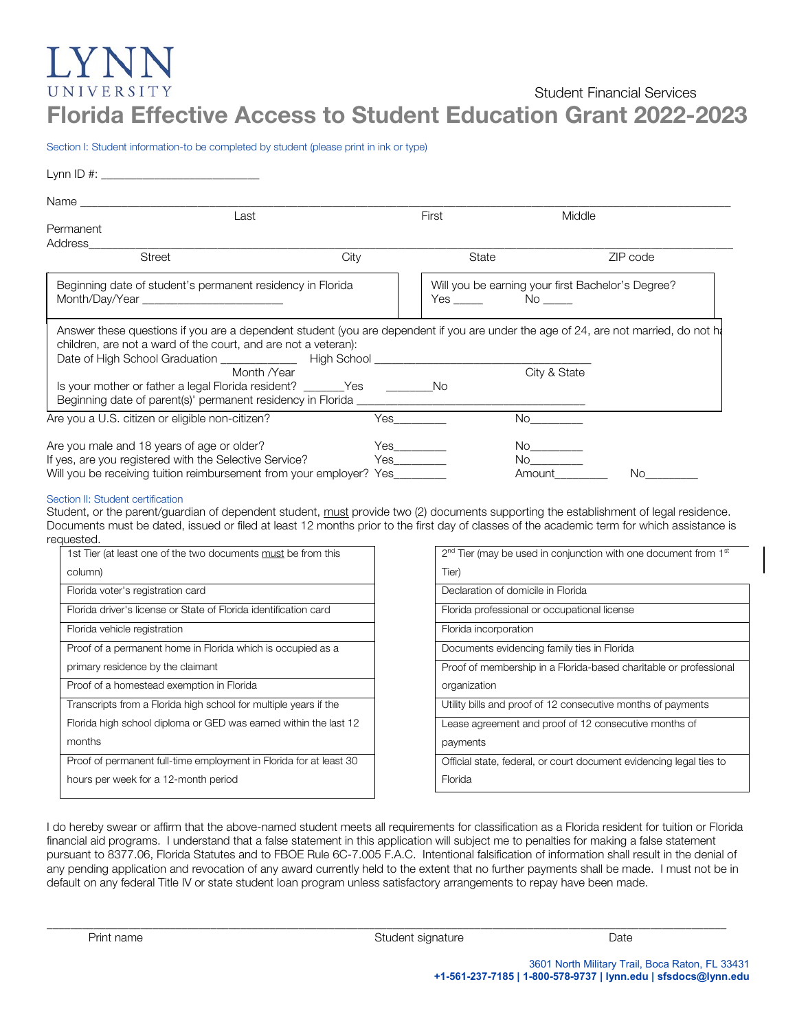LYNN UNIVERSITY

Student Financial Services

# Florida Effective Access to Student Education Grant 2022-2023

Section I: Student information-to be completed by student (please print in ink or type)

Lynn ID #: ________________________

Name ______________________________________________________________________________
Last                                   First                    Middle

Permanent Address______________________________________________________________________
Street                    City                    State                    ZIP code

Beginning date of student's permanent residency in Florida
Month/Day/Year ______________________

Will you be earning your first Bachelor's Degree?
Yes _____     No _____

Answer these questions if you are a dependent student (you are dependent if you are under the age of 24, are not married, do not ha children, are not a ward of the court, and are not a veteran):

Date of High School Graduation ____________ High School ________________________________
Month /Year                                              City & State

Is your mother or father a legal Florida resident? _______Yes ________No

Beginning date of parent(s)' permanent residency in Florida ___________________________________

Are you a U.S. citizen or eligible non-citizen? Yes________ No________

Are you male and 18 years of age or older? Yes________ No________

If yes, are you registered with the Selective Service? Yes________ No________

Will you be receiving tuition reimbursement from your employer? Yes________ Amount________ No________

Section II: Student certification

Student, or the parent/guardian of dependent student, must provide two (2) documents supporting the establishment of legal residence. Documents must be dated, issued or filed at least 12 months prior to the first day of classes of the academic term for which assistance is requested.

| 1st Tier (at least one of the two documents must be from this column) |
| --- |
| Florida voter's registration card |
| Florida driver's license or State of Florida identification card |
| Florida vehicle registration |
| Proof of a permanent home in Florida which is occupied as a primary residence by the claimant |
| Proof of a homestead exemption in Florida |
| Transcripts from a Florida high school for multiple years if the Florida high school diploma or GED was earned within the last 12 months |
| Proof of permanent full-time employment in Florida for at least 30 hours per week for a 12-month period |

| 2nd Tier (may be used in conjunction with one document from 1st Tier) |
| --- |
| Declaration of domicile in Florida |
| Florida professional or occupational license |
| Florida incorporation |
| Documents evidencing family ties in Florida |
| Proof of membership in a Florida-based charitable or professional organization |
| Utility bills and proof of 12 consecutive months of payments |
| Lease agreement and proof of 12 consecutive months of payments |
| Official state, federal, or court document evidencing legal ties to Florida |

I do hereby swear or affirm that the above-named student meets all requirements for classification as a Florida resident for tuition or Florida financial aid programs. I understand that a false statement in this application will subject me to penalties for making a false statement pursuant to 8377.06, Florida Statutes and to FBOE Rule 6C-7.005 F.A.C. Intentional falsification of information shall result in the denial of any pending application and revocation of any award currently held to the extent that no further payments shall be made. I must not be in default on any federal Title IV or state student loan program unless satisfactory arrangements to repay have been made.

___________________________________________________________________________________________
Print name                                   Student signature                                   Date

3601 North Military Trail, Boca Raton, FL 33431
**+1-561-237-7185 | 1-800-578-9737 | lynn.edu | sfsdocs@lynn.edu**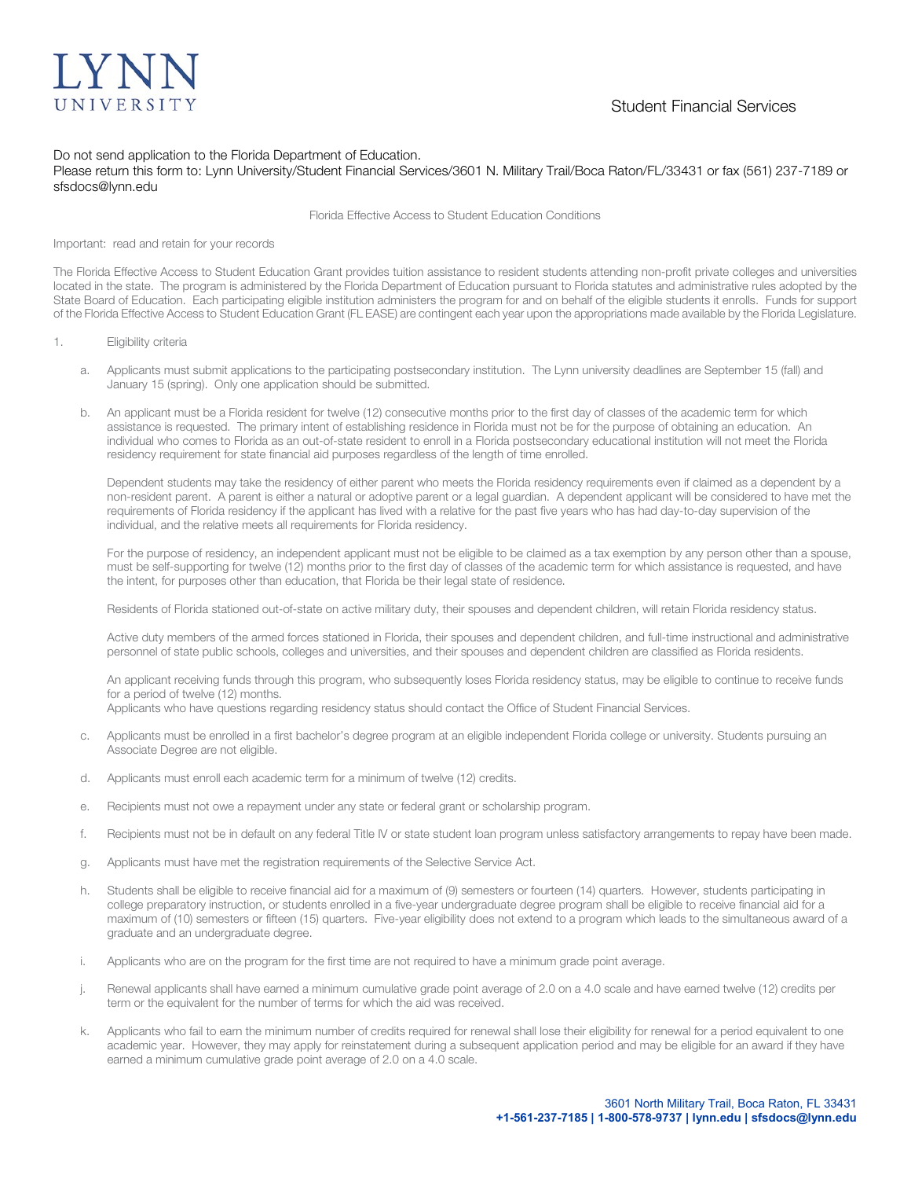# LYNN UNIVERSITY

Student Financial Services

Do not send application to the Florida Department of Education.
Please return this form to: Lynn University/Student Financial Services/3601 N. Military Trail/Boca Raton/FL/33431 or fax (561) 237-7189 or sfsdocs@lynn.edu

## Florida Effective Access to Student Education Conditions

Important: read and retain for your records

The Florida Effective Access to Student Education Grant provides tuition assistance to resident students attending non-profit private colleges and universities located in the state. The program is administered by the Florida Department of Education pursuant to Florida statutes and administrative rules adopted by the State Board of Education. Each participating eligible institution administers the program for and on behalf of the eligible students it enrolls. Funds for support of the Florida Effective Access to Student Education Grant (FL EASE) are contingent each year upon the appropriations made available by the Florida Legislature.

1. Eligibility criteria

   a. Applicants must submit applications to the participating postsecondary institution. The Lynn university deadlines are September 15 (fall) and January 15 (spring). Only one application should be submitted.

   b. An applicant must be a Florida resident for twelve (12) consecutive months prior to the first day of classes of the academic term for which assistance is requested. The primary intent of establishing residence in Florida must not be for the purpose of obtaining an education. An individual who comes to Florida as an out-of-state resident to enroll in a Florida postsecondary educational institution will not meet the Florida residency requirement for state financial aid purposes regardless of the length of time enrolled.

      Dependent students may take the residency of either parent who meets the Florida residency requirements even if claimed as a dependent by a non-resident parent. A parent is either a natural or adoptive parent or a legal guardian. A dependent applicant will be considered to have met the requirements of Florida residency if the applicant has lived with a relative for the past five years who has had day-to-day supervision of the individual, and the relative meets all requirements for Florida residency.

      For the purpose of residency, an independent applicant must not be eligible to be claimed as a tax exemption by any person other than a spouse, must be self-supporting for twelve (12) months prior to the first day of classes of the academic term for which assistance is requested, and have the intent, for purposes other than education, that Florida be their legal state of residence.

      Residents of Florida stationed out-of-state on active military duty, their spouses and dependent children, will retain Florida residency status.

      Active duty members of the armed forces stationed in Florida, their spouses and dependent children, and full-time instructional and administrative personnel of state public schools, colleges and universities, and their spouses and dependent children are classified as Florida residents.

      An applicant receiving funds through this program, who subsequently loses Florida residency status, may be eligible to continue to receive funds for a period of twelve (12) months.
      Applicants who have questions regarding residency status should contact the Office of Student Financial Services.

   c. Applicants must be enrolled in a first bachelor's degree program at an eligible independent Florida college or university. Students pursuing an Associate Degree are not eligible.

   d. Applicants must enroll each academic term for a minimum of twelve (12) credits.

   e. Recipients must not owe a repayment under any state or federal grant or scholarship program.

   f. Recipients must not be in default on any federal Title IV or state student loan program unless satisfactory arrangements to repay have been made.

   g. Applicants must have met the registration requirements of the Selective Service Act.

   h. Students shall be eligible to receive financial aid for a maximum of (9) semesters or fourteen (14) quarters. However, students participating in college preparatory instruction, or students enrolled in a five-year undergraduate degree program shall be eligible to receive financial aid for a maximum of (10) semesters or fifteen (15) quarters. Five-year eligibility does not extend to a program which leads to the simultaneous award of a graduate and an undergraduate degree.

   i. Applicants who are on the program for the first time are not required to have a minimum grade point average.

   j. Renewal applicants shall have earned a minimum cumulative grade point average of 2.0 on a 4.0 scale and have earned twelve (12) credits per term or the equivalent for the number of terms for which the aid was received.

   k. Applicants who fail to earn the minimum number of credits required for renewal shall lose their eligibility for renewal for a period equivalent to one academic year. However, they may apply for reinstatement during a subsequent application period and may be eligible for an award if they have earned a minimum cumulative grade point average of 2.0 on a 4.0 scale.

3601 North Military Trail, Boca Raton, FL 33431
**+1-561-237-7185 | 1-800-578-9737 | lynn.edu | sfsdocs@lynn.edu**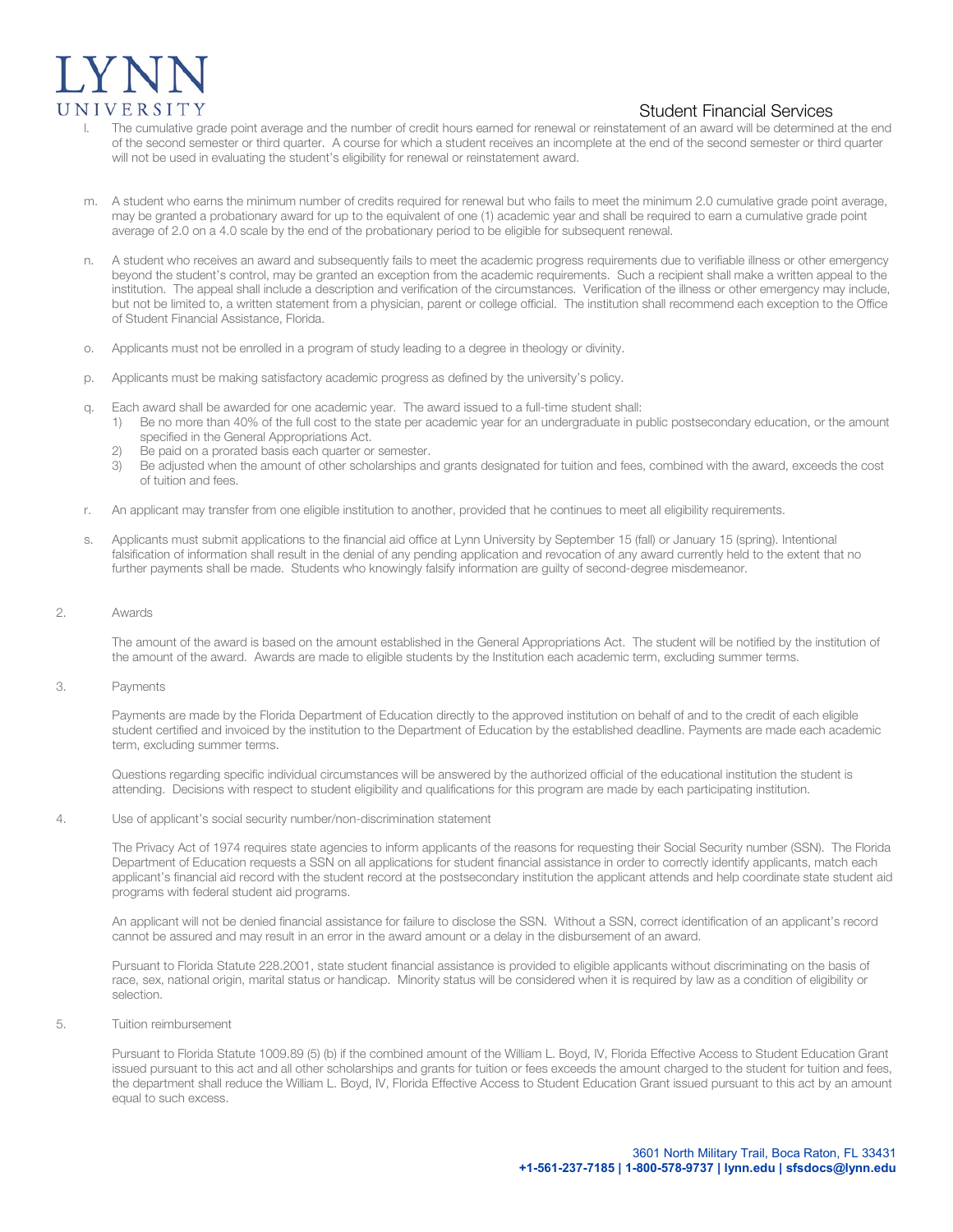l. The cumulative grade point average and the number of credit hours earned for renewal or reinstatement of an award will be determined at the end of the second semester or third quarter. A course for which a student receives an incomplete at the end of the second semester or third quarter will not be used in evaluating the student's eligibility for renewal or reinstatement award.

m. A student who earns the minimum number of credits required for renewal but who fails to meet the minimum 2.0 cumulative grade point average, may be granted a probationary award for up to the equivalent of one (1) academic year and shall be required to earn a cumulative grade point average of 2.0 on a 4.0 scale by the end of the probationary period to be eligible for subsequent renewal.

n. A student who receives an award and subsequently fails to meet the academic progress requirements due to verifiable illness or other emergency beyond the student's control, may be granted an exception from the academic requirements. Such a recipient shall make a written appeal to the institution. The appeal shall include a description and verification of the circumstances. Verification of the illness or other emergency may include, but not be limited to, a written statement from a physician, parent or college official. The institution shall recommend each exception to the Office of Student Financial Assistance, Florida.

o. Applicants must not be enrolled in a program of study leading to a degree in theology or divinity.

p. Applicants must be making satisfactory academic progress as defined by the university's policy.

q. Each award shall be awarded for one academic year. The award issued to a full-time student shall:
   1) Be no more than 40% of the full cost to the state per academic year for an undergraduate in public postsecondary education, or the amount specified in the General Appropriations Act.
   2) Be paid on a prorated basis each quarter or semester.
   3) Be adjusted when the amount of other scholarships and grants designated for tuition and fees, combined with the award, exceeds the cost of tuition and fees.

r. An applicant may transfer from one eligible institution to another, provided that he continues to meet all eligibility requirements.

s. Applicants must submit applications to the financial aid office at Lynn University by September 15 (fall) or January 15 (spring). Intentional falsification of information shall result in the denial of any pending application and revocation of any award currently held to the extent that no further payments shall be made. Students who knowingly falsify information are guilty of second-degree misdemeanor.

2. Awards

The amount of the award is based on the amount established in the General Appropriations Act. The student will be notified by the institution of the amount of the award. Awards are made to eligible students by the Institution each academic term, excluding summer terms.

3. Payments

Payments are made by the Florida Department of Education directly to the approved institution on behalf of and to the credit of each eligible student certified and invoiced by the institution to the Department of Education by the established deadline. Payments are made each academic term, excluding summer terms.

Questions regarding specific individual circumstances will be answered by the authorized official of the educational institution the student is attending. Decisions with respect to student eligibility and qualifications for this program are made by each participating institution.

4. Use of applicant's social security number/non-discrimination statement

The Privacy Act of 1974 requires state agencies to inform applicants of the reasons for requesting their Social Security number (SSN). The Florida Department of Education requests a SSN on all applications for student financial assistance in order to correctly identify applicants, match each applicant's financial aid record with the student record at the postsecondary institution the applicant attends and help coordinate state student aid programs with federal student aid programs.

An applicant will not be denied financial assistance for failure to disclose the SSN. Without a SSN, correct identification of an applicant's record cannot be assured and may result in an error in the award amount or a delay in the disbursement of an award.

Pursuant to Florida Statute 228.2001, state student financial assistance is provided to eligible applicants without discriminating on the basis of race, sex, national origin, marital status or handicap. Minority status will be considered when it is required by law as a condition of eligibility or selection.

5. Tuition reimbursement

Pursuant to Florida Statute 1009.89 (5) (b) if the combined amount of the William L. Boyd, IV, Florida Effective Access to Student Education Grant issued pursuant to this act and all other scholarships and grants for tuition or fees exceeds the amount charged to the student for tuition and fees, the department shall reduce the William L. Boyd, IV, Florida Effective Access to Student Education Grant issued pursuant to this act by an amount equal to such excess.